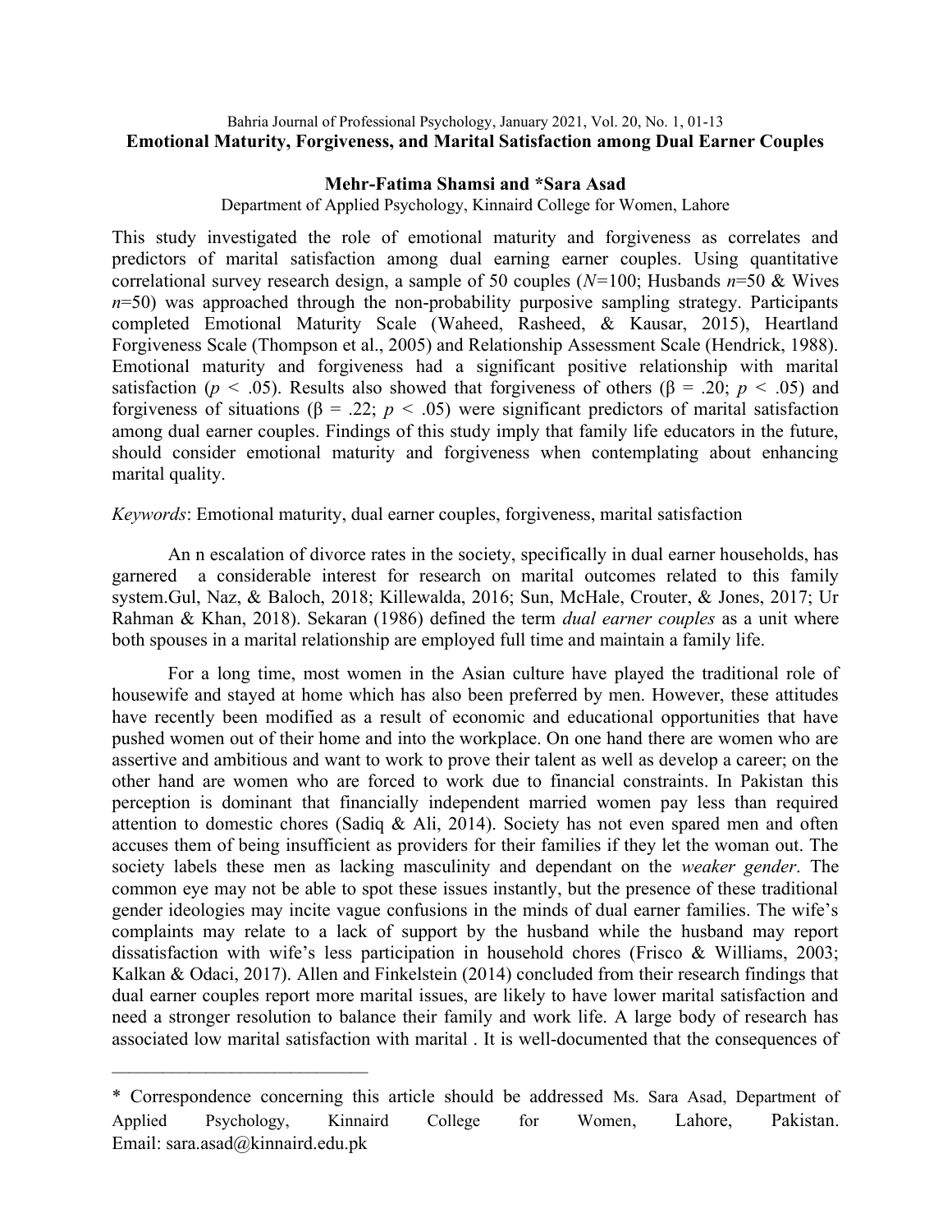# Emotional Maturity, Forgiveness, and Marital Satisfaction among Dual Earner Couples

**Mehr-Fatima Shamsi and \*Sara Asad**

Department of Applied Psychology, Kinnaird College for Women, Lahore

This study investigated the role of emotional maturity and forgiveness as correlates and predictors of marital satisfaction among dual earning earner couples. Using quantitative correlational survey research design, a sample of 50 couples ($N$=100; Husbands $n$=50 & Wives $n$=50) was approached through the non-probability purposive sampling strategy. Participants completed Emotional Maturity Scale (Waheed, Rasheed, & Kausar, 2015), Heartland Forgiveness Scale (Thompson et al., 2005) and Relationship Assessment Scale (Hendrick, 1988). Emotional maturity and forgiveness had a significant positive relationship with marital satisfaction ($p$ < .05). Results also showed that forgiveness of others (β = .20; $p$ < .05) and forgiveness of situations (β = .22; $p$ < .05) were significant predictors of marital satisfaction among dual earner couples. Findings of this study imply that family life educators in the future, should consider emotional maturity and forgiveness when contemplating about enhancing marital quality.

*Keywords*: Emotional maturity, dual earner couples, forgiveness, marital satisfaction

An n escalation of divorce rates in the society, specifically in dual earner households, has garnered a considerable interest for research on marital outcomes related to this family system.Gul, Naz, & Baloch, 2018; Killewalda, 2016; Sun, McHale, Crouter, & Jones, 2017; Ur Rahman & Khan, 2018). Sekaran (1986) defined the term *dual earner couples* as a unit where both spouses in a marital relationship are employed full time and maintain a family life.

For a long time, most women in the Asian culture have played the traditional role of housewife and stayed at home which has also been preferred by men. However, these attitudes have recently been modified as a result of economic and educational opportunities that have pushed women out of their home and into the workplace. On one hand there are women who are assertive and ambitious and want to work to prove their talent as well as develop a career; on the other hand are women who are forced to work due to financial constraints. In Pakistan this perception is dominant that financially independent married women pay less than required attention to domestic chores (Sadiq & Ali, 2014). Society has not even spared men and often accuses them of being insufficient as providers for their families if they let the woman out. The society labels these men as lacking masculinity and dependant on the *weaker gender*. The common eye may not be able to spot these issues instantly, but the presence of these traditional gender ideologies may incite vague confusions in the minds of dual earner families. The wife's complaints may relate to a lack of support by the husband while the husband may report dissatisfaction with wife's less participation in household chores (Frisco & Williams, 2003; Kalkan & Odaci, 2017). Allen and Finkelstein (2014) concluded from their research findings that dual earner couples report more marital issues, are likely to have lower marital satisfaction and need a stronger resolution to balance their family and work life. A large body of research has associated low marital satisfaction with marital . It is well-documented that the consequences of

---

\* Correspondence concerning this article should be addressed Ms. Sara Asad, Department of Applied Psychology, Kinnaird College for Women, Lahore, Pakistan. Email: sara.asad@kinnaird.edu.pk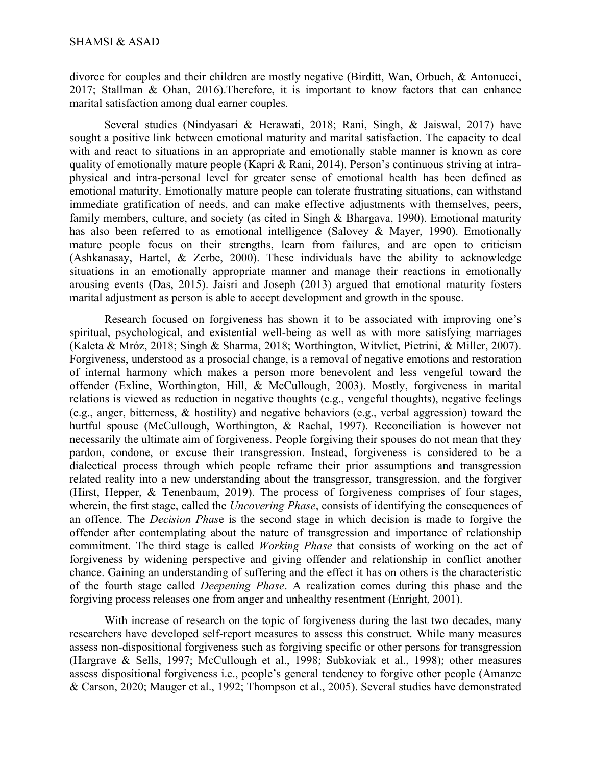divorce for couples and their children are mostly negative (Birditt, Wan, Orbuch, & Antonucci, 2017; Stallman & Ohan, 2016).Therefore, it is important to know factors that can enhance marital satisfaction among dual earner couples.

Several studies (Nindyasari & Herawati, 2018; Rani, Singh, & Jaiswal, 2017) have sought a positive link between emotional maturity and marital satisfaction. The capacity to deal with and react to situations in an appropriate and emotionally stable manner is known as core quality of emotionally mature people (Kapri & Rani, 2014). Person's continuous striving at intra-physical and intra-personal level for greater sense of emotional health has been defined as emotional maturity. Emotionally mature people can tolerate frustrating situations, can withstand immediate gratification of needs, and can make effective adjustments with themselves, peers, family members, culture, and society (as cited in Singh & Bhargava, 1990). Emotional maturity has also been referred to as emotional intelligence (Salovey & Mayer, 1990). Emotionally mature people focus on their strengths, learn from failures, and are open to criticism (Ashkanasay, Hartel, & Zerbe, 2000). These individuals have the ability to acknowledge situations in an emotionally appropriate manner and manage their reactions in emotionally arousing events (Das, 2015). Jaisri and Joseph (2013) argued that emotional maturity fosters marital adjustment as person is able to accept development and growth in the spouse.

Research focused on forgiveness has shown it to be associated with improving one's spiritual, psychological, and existential well-being as well as with more satisfying marriages (Kaleta & Mróz, 2018; Singh & Sharma, 2018; Worthington, Witvliet, Pietrini, & Miller, 2007). Forgiveness, understood as a prosocial change, is a removal of negative emotions and restoration of internal harmony which makes a person more benevolent and less vengeful toward the offender (Exline, Worthington, Hill, & McCullough, 2003). Mostly, forgiveness in marital relations is viewed as reduction in negative thoughts (e.g., vengeful thoughts), negative feelings (e.g., anger, bitterness, & hostility) and negative behaviors (e.g., verbal aggression) toward the hurtful spouse (McCullough, Worthington, & Rachal, 1997). Reconciliation is however not necessarily the ultimate aim of forgiveness. People forgiving their spouses do not mean that they pardon, condone, or excuse their transgression. Instead, forgiveness is considered to be a dialectical process through which people reframe their prior assumptions and transgression related reality into a new understanding about the transgressor, transgression, and the forgiver (Hirst, Hepper, & Tenenbaum, 2019). The process of forgiveness comprises of four stages, wherein, the first stage, called the *Uncovering Phase*, consists of identifying the consequences of an offence. The *Decision Phase* is the second stage in which decision is made to forgive the offender after contemplating about the nature of transgression and importance of relationship commitment. The third stage is called *Working Phase* that consists of working on the act of forgiveness by widening perspective and giving offender and relationship in conflict another chance. Gaining an understanding of suffering and the effect it has on others is the characteristic of the fourth stage called *Deepening Phase*. A realization comes during this phase and the forgiving process releases one from anger and unhealthy resentment (Enright, 2001).

With increase of research on the topic of forgiveness during the last two decades, many researchers have developed self-report measures to assess this construct. While many measures assess non-dispositional forgiveness such as forgiving specific or other persons for transgression (Hargrave & Sells, 1997; McCullough et al., 1998; Subkoviak et al., 1998); other measures assess dispositional forgiveness i.e., people's general tendency to forgive other people (Amanze & Carson, 2020; Mauger et al., 1992; Thompson et al., 2005). Several studies have demonstrated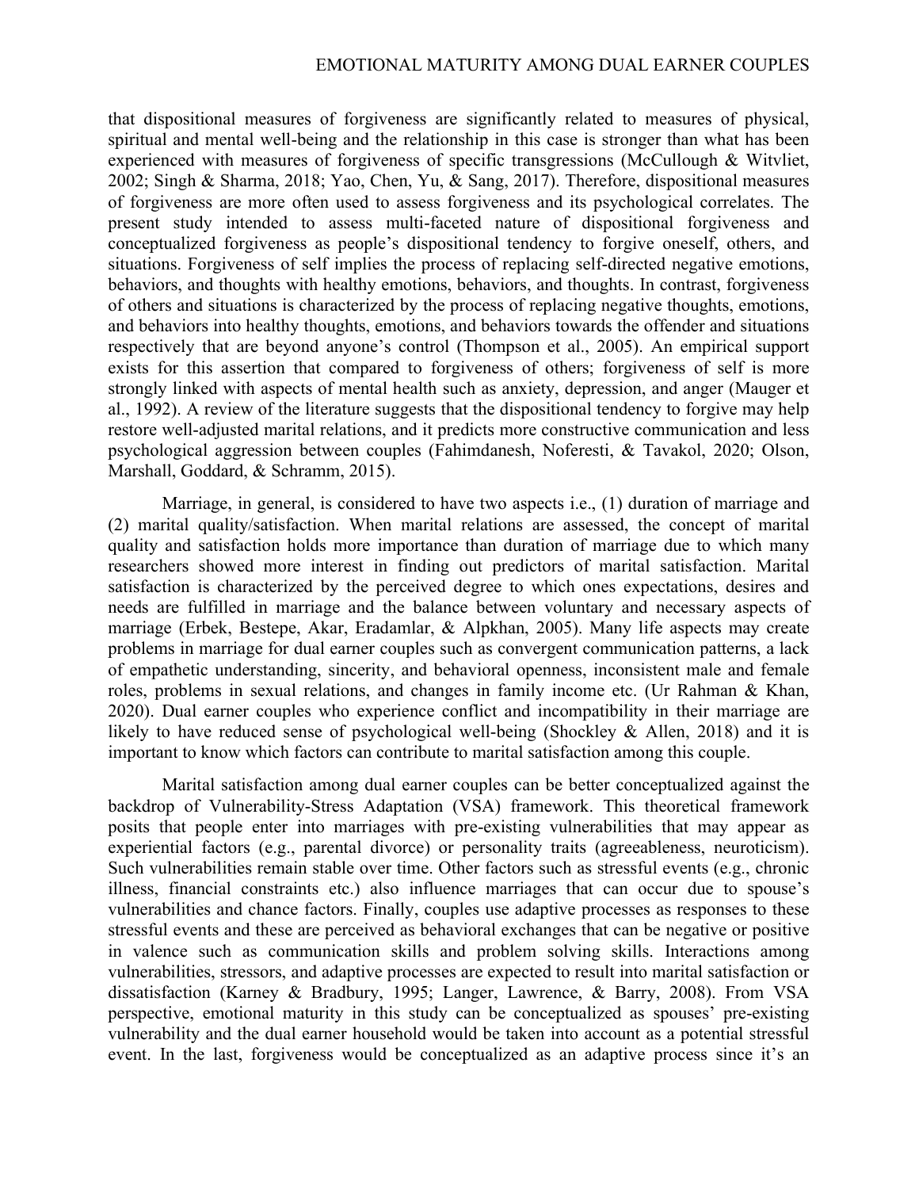that dispositional measures of forgiveness are significantly related to measures of physical, spiritual and mental well-being and the relationship in this case is stronger than what has been experienced with measures of forgiveness of specific transgressions (McCullough & Witvliet, 2002; Singh & Sharma, 2018; Yao, Chen, Yu, & Sang, 2017). Therefore, dispositional measures of forgiveness are more often used to assess forgiveness and its psychological correlates. The present study intended to assess multi-faceted nature of dispositional forgiveness and conceptualized forgiveness as people's dispositional tendency to forgive oneself, others, and situations. Forgiveness of self implies the process of replacing self-directed negative emotions, behaviors, and thoughts with healthy emotions, behaviors, and thoughts. In contrast, forgiveness of others and situations is characterized by the process of replacing negative thoughts, emotions, and behaviors into healthy thoughts, emotions, and behaviors towards the offender and situations respectively that are beyond anyone's control (Thompson et al., 2005). An empirical support exists for this assertion that compared to forgiveness of others; forgiveness of self is more strongly linked with aspects of mental health such as anxiety, depression, and anger (Mauger et al., 1992). A review of the literature suggests that the dispositional tendency to forgive may help restore well-adjusted marital relations, and it predicts more constructive communication and less psychological aggression between couples (Fahimdanesh, Noferesti, & Tavakol, 2020; Olson, Marshall, Goddard, & Schramm, 2015).

Marriage, in general, is considered to have two aspects i.e., (1) duration of marriage and (2) marital quality/satisfaction. When marital relations are assessed, the concept of marital quality and satisfaction holds more importance than duration of marriage due to which many researchers showed more interest in finding out predictors of marital satisfaction. Marital satisfaction is characterized by the perceived degree to which ones expectations, desires and needs are fulfilled in marriage and the balance between voluntary and necessary aspects of marriage (Erbek, Bestepe, Akar, Eradamlar, & Alpkhan, 2005). Many life aspects may create problems in marriage for dual earner couples such as convergent communication patterns, a lack of empathetic understanding, sincerity, and behavioral openness, inconsistent male and female roles, problems in sexual relations, and changes in family income etc. (Ur Rahman & Khan, 2020). Dual earner couples who experience conflict and incompatibility in their marriage are likely to have reduced sense of psychological well-being (Shockley & Allen, 2018) and it is important to know which factors can contribute to marital satisfaction among this couple.

Marital satisfaction among dual earner couples can be better conceptualized against the backdrop of Vulnerability-Stress Adaptation (VSA) framework. This theoretical framework posits that people enter into marriages with pre-existing vulnerabilities that may appear as experiential factors (e.g., parental divorce) or personality traits (agreeableness, neuroticism). Such vulnerabilities remain stable over time. Other factors such as stressful events (e.g., chronic illness, financial constraints etc.) also influence marriages that can occur due to spouse's vulnerabilities and chance factors. Finally, couples use adaptive processes as responses to these stressful events and these are perceived as behavioral exchanges that can be negative or positive in valence such as communication skills and problem solving skills. Interactions among vulnerabilities, stressors, and adaptive processes are expected to result into marital satisfaction or dissatisfaction (Karney & Bradbury, 1995; Langer, Lawrence, & Barry, 2008). From VSA perspective, emotional maturity in this study can be conceptualized as spouses' pre-existing vulnerability and the dual earner household would be taken into account as a potential stressful event. In the last, forgiveness would be conceptualized as an adaptive process since it's an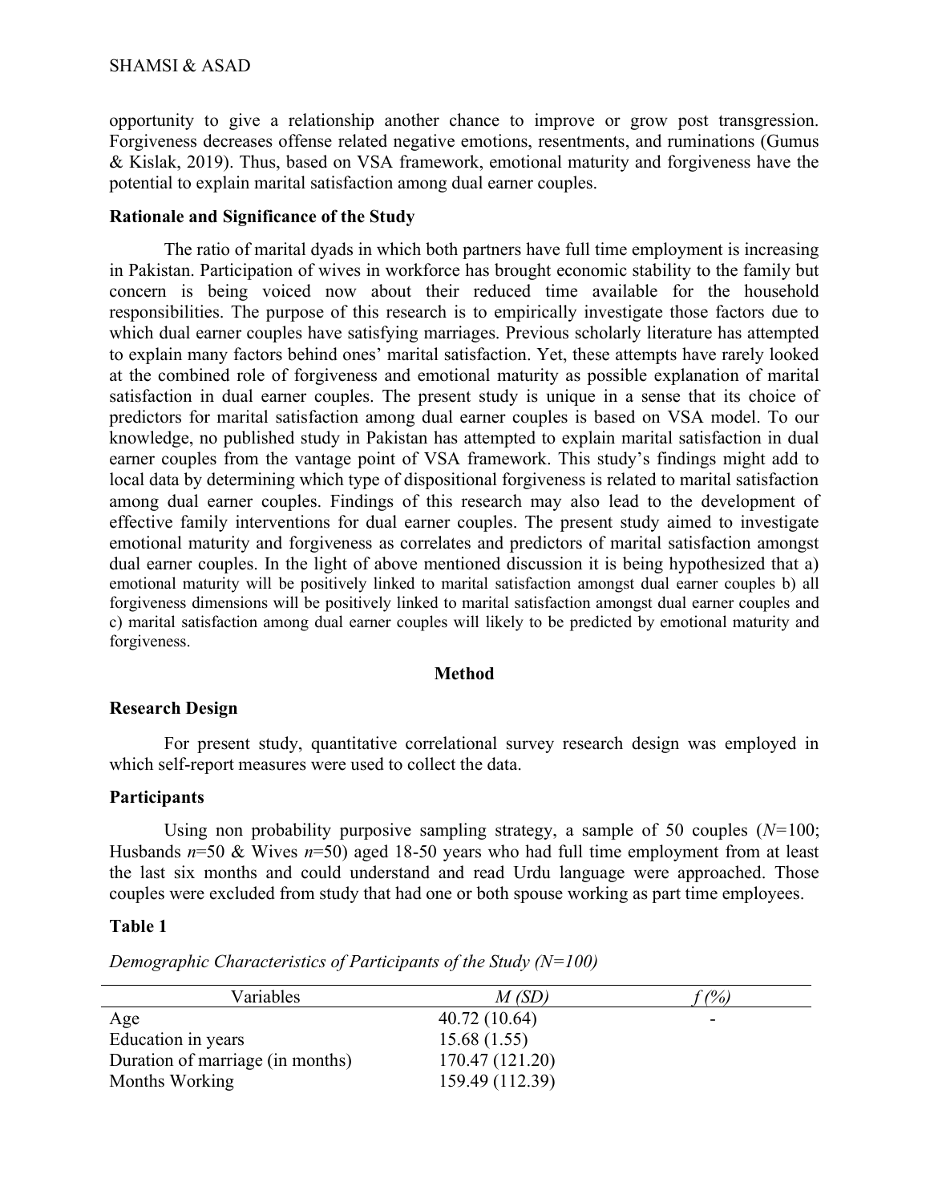opportunity to give a relationship another chance to improve or grow post transgression. Forgiveness decreases offense related negative emotions, resentments, and ruminations (Gumus & Kislak, 2019). Thus, based on VSA framework, emotional maturity and forgiveness have the potential to explain marital satisfaction among dual earner couples.

### Rationale and Significance of the Study

The ratio of marital dyads in which both partners have full time employment is increasing in Pakistan. Participation of wives in workforce has brought economic stability to the family but concern is being voiced now about their reduced time available for the household responsibilities. The purpose of this research is to empirically investigate those factors due to which dual earner couples have satisfying marriages. Previous scholarly literature has attempted to explain many factors behind ones' marital satisfaction. Yet, these attempts have rarely looked at the combined role of forgiveness and emotional maturity as possible explanation of marital satisfaction in dual earner couples. The present study is unique in a sense that its choice of predictors for marital satisfaction among dual earner couples is based on VSA model. To our knowledge, no published study in Pakistan has attempted to explain marital satisfaction in dual earner couples from the vantage point of VSA framework. This study's findings might add to local data by determining which type of dispositional forgiveness is related to marital satisfaction among dual earner couples. Findings of this research may also lead to the development of effective family interventions for dual earner couples. The present study aimed to investigate emotional maturity and forgiveness as correlates and predictors of marital satisfaction amongst dual earner couples. In the light of above mentioned discussion it is being hypothesized that a) emotional maturity will be positively linked to marital satisfaction amongst dual earner couples b) all forgiveness dimensions will be positively linked to marital satisfaction amongst dual earner couples and c) marital satisfaction among dual earner couples will likely to be predicted by emotional maturity and forgiveness.

## Method

### Research Design

For present study, quantitative correlational survey research design was employed in which self-report measures were used to collect the data.

### Participants

Using non probability purposive sampling strategy, a sample of 50 couples (*N*=100; Husbands *n*=50 & Wives *n*=50) aged 18-50 years who had full time employment from at least the last six months and could understand and read Urdu language were approached. Those couples were excluded from study that had one or both spouse working as part time employees.

**Table 1**

*Demographic Characteristics of Participants of the Study (N=100)*

| Variables | *M (SD)* | *f (%)* |
|---|---|---|
| Age | 40.72 (10.64) | - |
| Education in years | 15.68 (1.55) | |
| Duration of marriage (in months) | 170.47 (121.20) | |
| Months Working | 159.49 (112.39) | |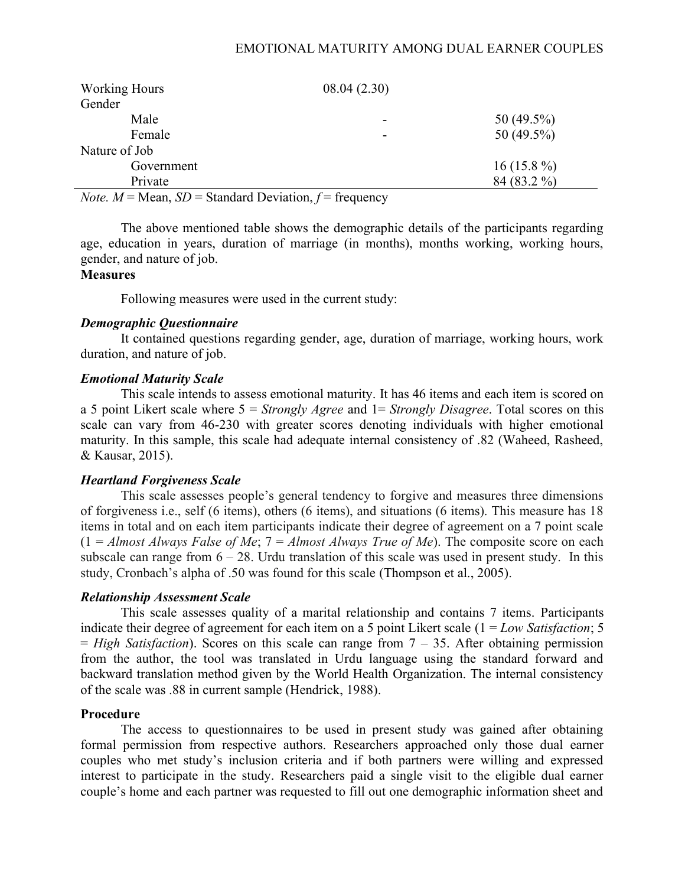| | | |
|---|---|---|
| Working Hours | 08.04 (2.30) | |
| Gender | | |
| Male | - | 50 (49.5%) |
| Female | - | 50 (49.5%) |
| Nature of Job | | |
| Government | | 16 (15.8 %) |
| Private | | 84 (83.2 %) |

*Note. M* = Mean, *SD* = Standard Deviation, *f* = frequency

The above mentioned table shows the demographic details of the participants regarding age, education in years, duration of marriage (in months), months working, working hours, gender, and nature of job.

## Measures

Following measures were used in the current study:

### *Demographic Questionnaire*

It contained questions regarding gender, age, duration of marriage, working hours, work duration, and nature of job.

### *Emotional Maturity Scale*

This scale intends to assess emotional maturity. It has 46 items and each item is scored on a 5 point Likert scale where 5 = *Strongly Agree* and 1= *Strongly Disagree*. Total scores on this scale can vary from 46-230 with greater scores denoting individuals with higher emotional maturity. In this sample, this scale had adequate internal consistency of .82 (Waheed, Rasheed, & Kausar, 2015).

### *Heartland Forgiveness Scale*

This scale assesses people's general tendency to forgive and measures three dimensions of forgiveness i.e., self (6 items), others (6 items), and situations (6 items). This measure has 18 items in total and on each item participants indicate their degree of agreement on a 7 point scale (1 = *Almost Always False of Me*; 7 = *Almost Always True of Me*). The composite score on each subscale can range from 6 – 28. Urdu translation of this scale was used in present study. In this study, Cronbach's alpha of .50 was found for this scale (Thompson et al., 2005).

### *Relationship Assessment Scale*

This scale assesses quality of a marital relationship and contains 7 items. Participants indicate their degree of agreement for each item on a 5 point Likert scale (1 = *Low Satisfaction*; 5 = *High Satisfaction*). Scores on this scale can range from 7 – 35. After obtaining permission from the author, the tool was translated in Urdu language using the standard forward and backward translation method given by the World Health Organization. The internal consistency of the scale was .88 in current sample (Hendrick, 1988).

## Procedure

The access to questionnaires to be used in present study was gained after obtaining formal permission from respective authors. Researchers approached only those dual earner couples who met study's inclusion criteria and if both partners were willing and expressed interest to participate in the study. Researchers paid a single visit to the eligible dual earner couple's home and each partner was requested to fill out one demographic information sheet and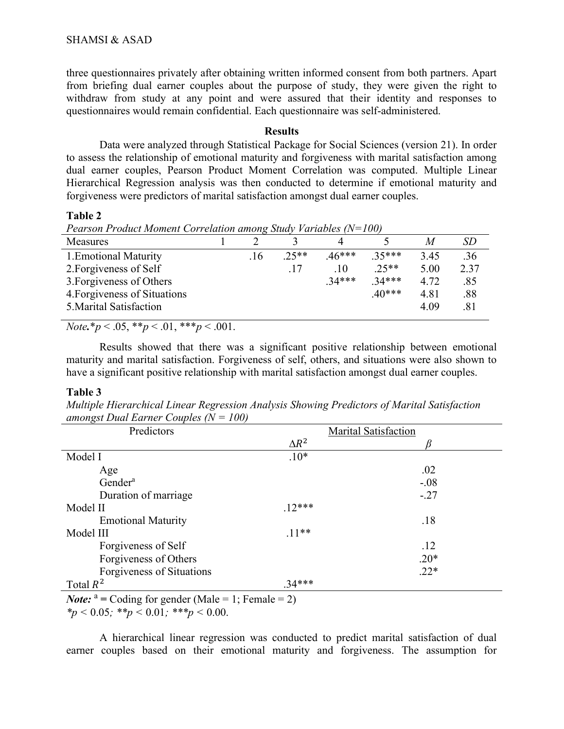three questionnaires privately after obtaining written informed consent from both partners. Apart from briefing dual earner couples about the purpose of study, they were given the right to withdraw from study at any point and were assured that their identity and responses to questionnaires would remain confidential. Each questionnaire was self-administered.

## Results

Data were analyzed through Statistical Package for Social Sciences (version 21). In order to assess the relationship of emotional maturity and forgiveness with marital satisfaction among dual earner couples, Pearson Product Moment Correlation was computed. Multiple Linear Hierarchical Regression analysis was then conducted to determine if emotional maturity and forgiveness were predictors of marital satisfaction amongst dual earner couples.

**Table 2**

*Pearson Product Moment Correlation among Study Variables (N=100)*

| Measures | 1 | 2 | 3 | 4 | 5 | *M* | *SD* |
|---|---|---|---|---|---|---|---|
| 1.Emotional Maturity | | .16 | .25** | .46*** | .35*** | 3.45 | .36 |
| 2.Forgiveness of Self | | | .17 | .10 | .25** | 5.00 | 2.37 |
| 3.Forgiveness of Others | | | | .34*** | .34*** | 4.72 | .85 |
| 4.Forgiveness of Situations | | | | | .40*** | 4.81 | .88 |
| 5.Marital Satisfaction | | | | | | 4.09 | .81 |

***Note.*** *p < .05, **p < .01, ***p < .001.

Results showed that there was a significant positive relationship between emotional maturity and marital satisfaction. Forgiveness of self, others, and situations were also shown to have a significant positive relationship with marital satisfaction amongst dual earner couples.

**Table 3**

*Multiple Hierarchical Linear Regression Analysis Showing Predictors of Marital Satisfaction amongst Dual Earner Couples (N = 100)*

| Predictors | Marital Satisfaction | |
|---|---|---|
| | $\Delta R^2$ | $\beta$ |
| Model I | .10* | |
| Age | | .02 |
| Gender[a] | | -.08 |
| Duration of marriage | | -.27 |
| Model II | .12*** | |
| Emotional Maturity | | .18 |
| Model III | .11** | |
| Forgiveness of Self | | .12 |
| Forgiveness of Others | | .20* |
| Forgiveness of Situations | | .22* |
| Total $R^2$ | .34*** | |

***Note:*** [a] = Coding for gender (Male = 1; Female = 2)
*p < 0.05; **p < 0.01; ***p < 0.00.

A hierarchical linear regression was conducted to predict marital satisfaction of dual earner couples based on their emotional maturity and forgiveness. The assumption for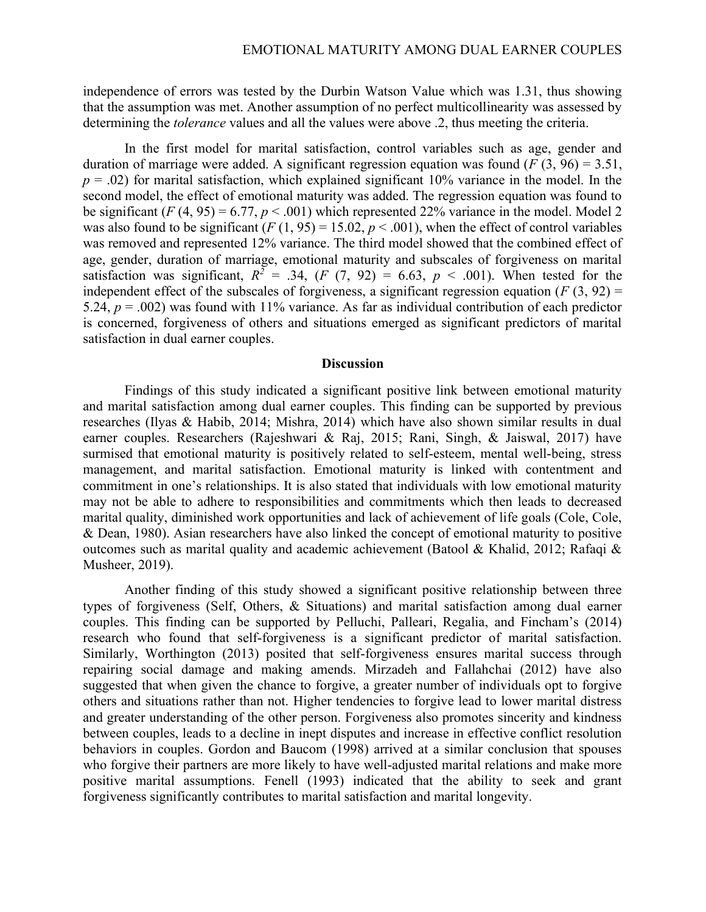independence of errors was tested by the Durbin Watson Value which was 1.31, thus showing that the assumption was met. Another assumption of no perfect multicollinearity was assessed by determining the *tolerance* values and all the values were above .2, thus meeting the criteria.

In the first model for marital satisfaction, control variables such as age, gender and duration of marriage were added. A significant regression equation was found ($F$ (3, 96) = 3.51, $p$ = .02) for marital satisfaction, which explained significant 10% variance in the model. In the second model, the effect of emotional maturity was added. The regression equation was found to be significant ($F$ (4, 95) = 6.77, $p$ < .001) which represented 22% variance in the model. Model 2 was also found to be significant ($F$ (1, 95) = 15.02, $p$ < .001), when the effect of control variables was removed and represented 12% variance. The third model showed that the combined effect of age, gender, duration of marriage, emotional maturity and subscales of forgiveness on marital satisfaction was significant, $R^2$ = .34, ($F$ (7, 92) = 6.63, $p$ < .001). When tested for the independent effect of the subscales of forgiveness, a significant regression equation ($F$ (3, 92) = 5.24, $p$ = .002) was found with 11% variance. As far as individual contribution of each predictor is concerned, forgiveness of others and situations emerged as significant predictors of marital satisfaction in dual earner couples.

## Discussion

Findings of this study indicated a significant positive link between emotional maturity and marital satisfaction among dual earner couples. This finding can be supported by previous researches (Ilyas & Habib, 2014; Mishra, 2014) which have also shown similar results in dual earner couples. Researchers (Rajeshwari & Raj, 2015; Rani, Singh, & Jaiswal, 2017) have surmised that emotional maturity is positively related to self-esteem, mental well-being, stress management, and marital satisfaction. Emotional maturity is linked with contentment and commitment in one's relationships. It is also stated that individuals with low emotional maturity may not be able to adhere to responsibilities and commitments which then leads to decreased marital quality, diminished work opportunities and lack of achievement of life goals (Cole, Cole, & Dean, 1980). Asian researchers have also linked the concept of emotional maturity to positive outcomes such as marital quality and academic achievement (Batool & Khalid, 2012; Rafaqi & Musheer, 2019).

Another finding of this study showed a significant positive relationship between three types of forgiveness (Self, Others, & Situations) and marital satisfaction among dual earner couples. This finding can be supported by Pelluchi, Palleari, Regalia, and Fincham's (2014) research who found that self-forgiveness is a significant predictor of marital satisfaction. Similarly, Worthington (2013) posited that self-forgiveness ensures marital success through repairing social damage and making amends. Mirzadeh and Fallahchai (2012) have also suggested that when given the chance to forgive, a greater number of individuals opt to forgive others and situations rather than not. Higher tendencies to forgive lead to lower marital distress and greater understanding of the other person. Forgiveness also promotes sincerity and kindness between couples, leads to a decline in inept disputes and increase in effective conflict resolution behaviors in couples. Gordon and Baucom (1998) arrived at a similar conclusion that spouses who forgive their partners are more likely to have well-adjusted marital relations and make more positive marital assumptions. Fenell (1993) indicated that the ability to seek and grant forgiveness significantly contributes to marital satisfaction and marital longevity.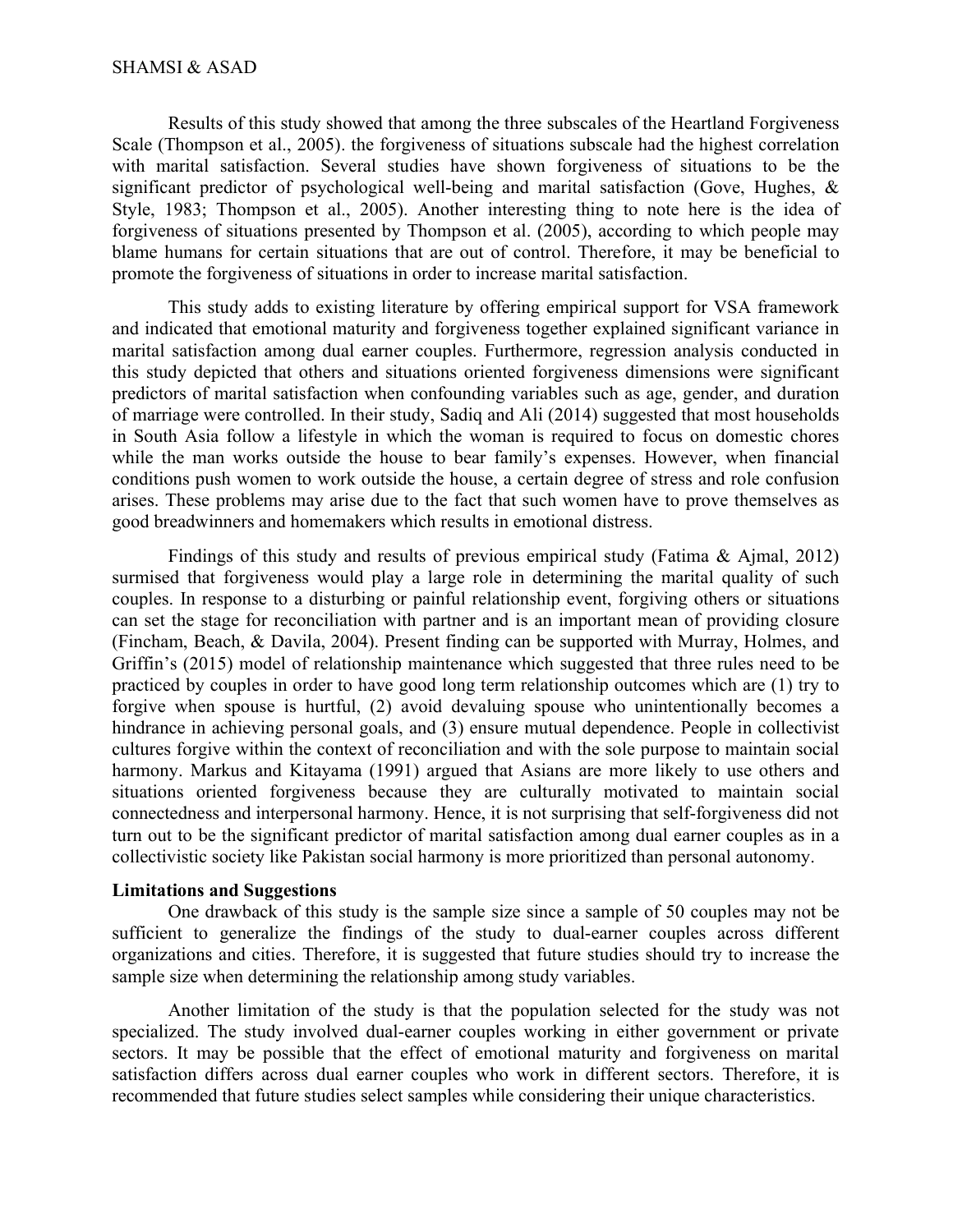Results of this study showed that among the three subscales of the Heartland Forgiveness Scale (Thompson et al., 2005). the forgiveness of situations subscale had the highest correlation with marital satisfaction. Several studies have shown forgiveness of situations to be the significant predictor of psychological well-being and marital satisfaction (Gove, Hughes, & Style, 1983; Thompson et al., 2005). Another interesting thing to note here is the idea of forgiveness of situations presented by Thompson et al. (2005), according to which people may blame humans for certain situations that are out of control. Therefore, it may be beneficial to promote the forgiveness of situations in order to increase marital satisfaction.

This study adds to existing literature by offering empirical support for VSA framework and indicated that emotional maturity and forgiveness together explained significant variance in marital satisfaction among dual earner couples. Furthermore, regression analysis conducted in this study depicted that others and situations oriented forgiveness dimensions were significant predictors of marital satisfaction when confounding variables such as age, gender, and duration of marriage were controlled. In their study, Sadiq and Ali (2014) suggested that most households in South Asia follow a lifestyle in which the woman is required to focus on domestic chores while the man works outside the house to bear family's expenses. However, when financial conditions push women to work outside the house, a certain degree of stress and role confusion arises. These problems may arise due to the fact that such women have to prove themselves as good breadwinners and homemakers which results in emotional distress.

Findings of this study and results of previous empirical study (Fatima & Ajmal, 2012) surmised that forgiveness would play a large role in determining the marital quality of such couples. In response to a disturbing or painful relationship event, forgiving others or situations can set the stage for reconciliation with partner and is an important mean of providing closure (Fincham, Beach, & Davila, 2004). Present finding can be supported with Murray, Holmes, and Griffin's (2015) model of relationship maintenance which suggested that three rules need to be practiced by couples in order to have good long term relationship outcomes which are (1) try to forgive when spouse is hurtful, (2) avoid devaluing spouse who unintentionally becomes a hindrance in achieving personal goals, and (3) ensure mutual dependence. People in collectivist cultures forgive within the context of reconciliation and with the sole purpose to maintain social harmony. Markus and Kitayama (1991) argued that Asians are more likely to use others and situations oriented forgiveness because they are culturally motivated to maintain social connectedness and interpersonal harmony. Hence, it is not surprising that self-forgiveness did not turn out to be the significant predictor of marital satisfaction among dual earner couples as in a collectivistic society like Pakistan social harmony is more prioritized than personal autonomy.

**Limitations and Suggestions**

One drawback of this study is the sample size since a sample of 50 couples may not be sufficient to generalize the findings of the study to dual-earner couples across different organizations and cities. Therefore, it is suggested that future studies should try to increase the sample size when determining the relationship among study variables.

Another limitation of the study is that the population selected for the study was not specialized. The study involved dual-earner couples working in either government or private sectors. It may be possible that the effect of emotional maturity and forgiveness on marital satisfaction differs across dual earner couples who work in different sectors. Therefore, it is recommended that future studies select samples while considering their unique characteristics.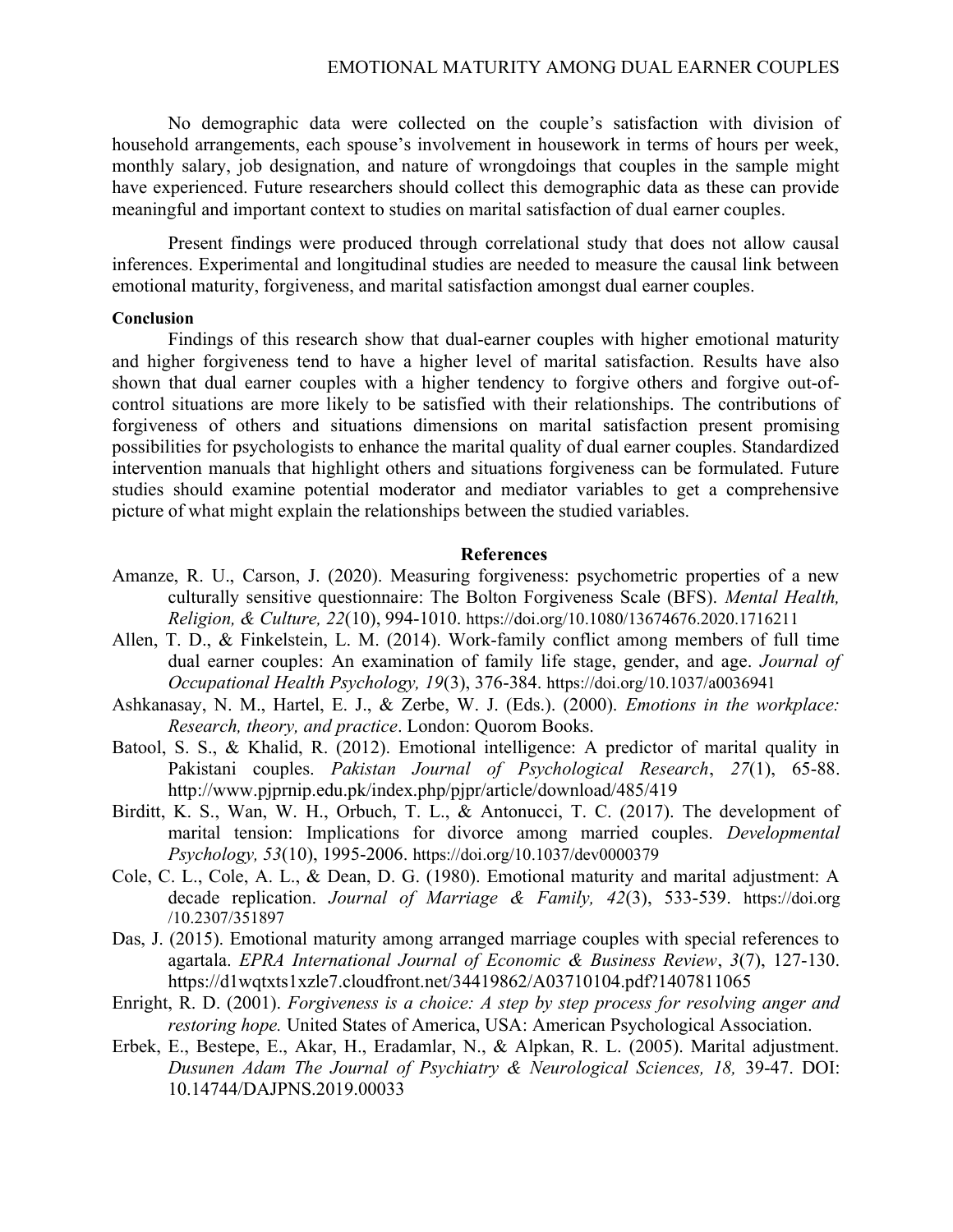No demographic data were collected on the couple's satisfaction with division of household arrangements, each spouse's involvement in housework in terms of hours per week, monthly salary, job designation, and nature of wrongdoings that couples in the sample might have experienced. Future researchers should collect this demographic data as these can provide meaningful and important context to studies on marital satisfaction of dual earner couples.

Present findings were produced through correlational study that does not allow causal inferences. Experimental and longitudinal studies are needed to measure the causal link between emotional maturity, forgiveness, and marital satisfaction amongst dual earner couples.

**Conclusion**

Findings of this research show that dual-earner couples with higher emotional maturity and higher forgiveness tend to have a higher level of marital satisfaction. Results have also shown that dual earner couples with a higher tendency to forgive others and forgive out-of-control situations are more likely to be satisfied with their relationships. The contributions of forgiveness of others and situations dimensions on marital satisfaction present promising possibilities for psychologists to enhance the marital quality of dual earner couples. Standardized intervention manuals that highlight others and situations forgiveness can be formulated. Future studies should examine potential moderator and mediator variables to get a comprehensive picture of what might explain the relationships between the studied variables.

## References

Amanze, R. U., Carson, J. (2020). Measuring forgiveness: psychometric properties of a new culturally sensitive questionnaire: The Bolton Forgiveness Scale (BFS). *Mental Health, Religion, & Culture, 22*(10), 994-1010. https://doi.org/10.1080/13674676.2020.1716211

Allen, T. D., & Finkelstein, L. M. (2014). Work-family conflict among members of full time dual earner couples: An examination of family life stage, gender, and age. *Journal of Occupational Health Psychology, 19*(3), 376-384. https://doi.org/10.1037/a0036941

Ashkanasay, N. M., Hartel, E. J., & Zerbe, W. J. (Eds.). (2000). *Emotions in the workplace: Research, theory, and practice*. London: Quorom Books.

Batool, S. S., & Khalid, R. (2012). Emotional intelligence: A predictor of marital quality in Pakistani couples. *Pakistan Journal of Psychological Research*, *27*(1), 65-88. http://www.pjprnip.edu.pk/index.php/pjpr/article/download/485/419

Birditt, K. S., Wan, W. H., Orbuch, T. L., & Antonucci, T. C. (2017). The development of marital tension: Implications for divorce among married couples. *Developmental Psychology, 53*(10), 1995-2006. https://doi.org/10.1037/dev0000379

Cole, C. L., Cole, A. L., & Dean, D. G. (1980). Emotional maturity and marital adjustment: A decade replication. *Journal of Marriage & Family, 42*(3), 533-539. https://doi.org/10.2307/351897

Das, J. (2015). Emotional maturity among arranged marriage couples with special references to agartala. *EPRA International Journal of Economic & Business Review*, *3*(7), 127-130. https://d1wqtxts1xzle7.cloudfront.net/34419862/A03710104.pdf?1407811065

Enright, R. D. (2001). *Forgiveness is a choice: A step by step process for resolving anger and restoring hope.* United States of America, USA: American Psychological Association.

Erbek, E., Bestepe, E., Akar, H., Eradamlar, N., & Alpkan, R. L. (2005). Marital adjustment. *Dusunen Adam The Journal of Psychiatry & Neurological Sciences, 18,* 39-47. DOI: 10.14744/DAJPNS.2019.00033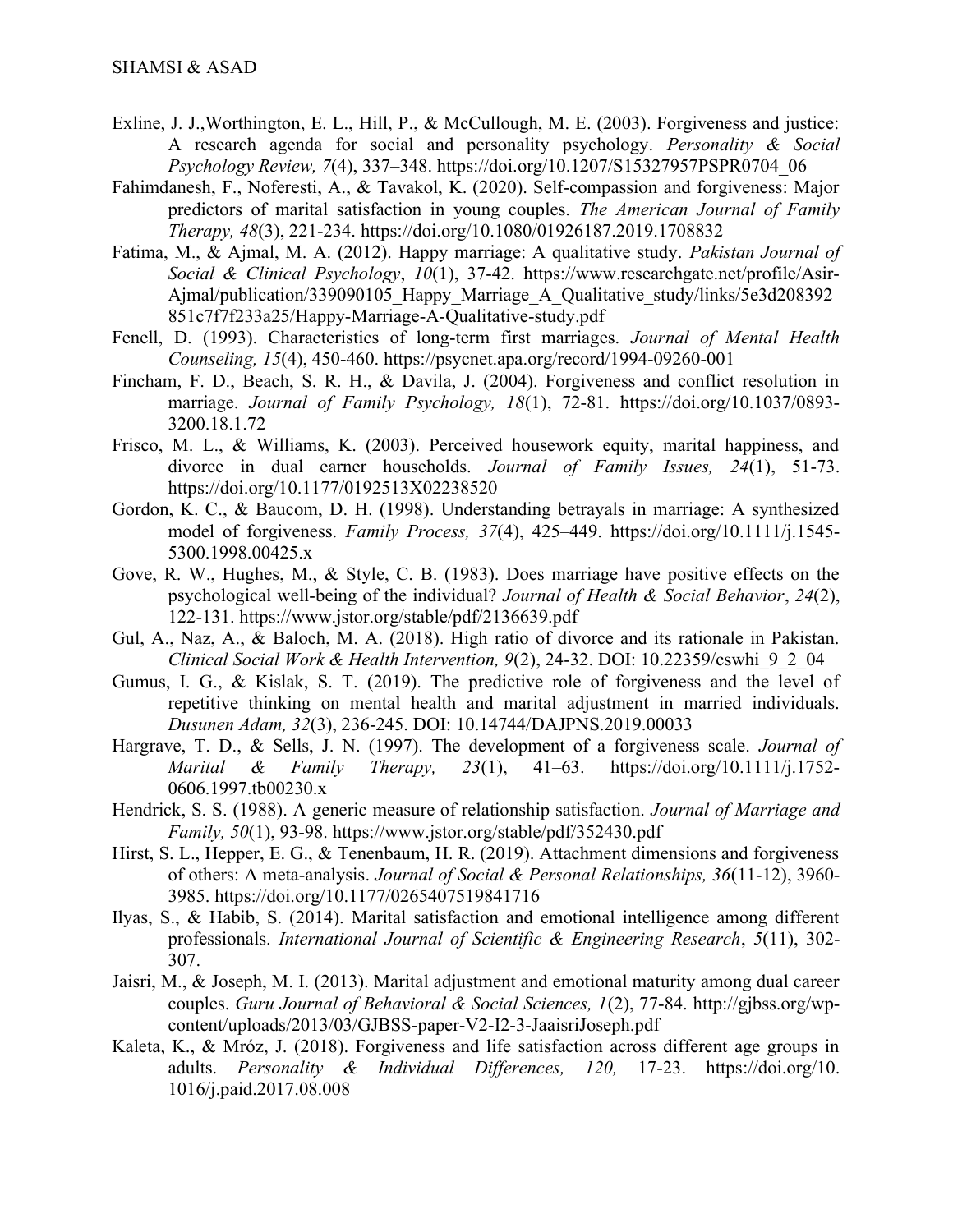Exline, J. J.,Worthington, E. L., Hill, P., & McCullough, M. E. (2003). Forgiveness and justice: A research agenda for social and personality psychology. *Personality & Social Psychology Review, 7*(4), 337–348. https://doi.org/10.1207/S15327957PSPR0704_06

Fahimdanesh, F., Noferesti, A., & Tavakol, K. (2020). Self-compassion and forgiveness: Major predictors of marital satisfaction in young couples. *The American Journal of Family Therapy, 48*(3), 221-234. https://doi.org/10.1080/01926187.2019.1708832

Fatima, M., & Ajmal, M. A. (2012). Happy marriage: A qualitative study. *Pakistan Journal of Social & Clinical Psychology*, *10*(1), 37-42. https://www.researchgate.net/profile/Asir-Ajmal/publication/339090105_Happy_Marriage_A_Qualitative_study/links/5e3d208392851c7f7f233a25/Happy-Marriage-A-Qualitative-study.pdf

Fenell, D. (1993). Characteristics of long-term first marriages. *Journal of Mental Health Counseling, 15*(4), 450-460. https://psycnet.apa.org/record/1994-09260-001

Fincham, F. D., Beach, S. R. H., & Davila, J. (2004). Forgiveness and conflict resolution in marriage. *Journal of Family Psychology, 18*(1), 72-81. https://doi.org/10.1037/0893-3200.18.1.72

Frisco, M. L., & Williams, K. (2003). Perceived housework equity, marital happiness, and divorce in dual earner households. *Journal of Family Issues, 24*(1), 51-73. https://doi.org/10.1177/0192513X02238520

Gordon, K. C., & Baucom, D. H. (1998). Understanding betrayals in marriage: A synthesized model of forgiveness. *Family Process, 37*(4), 425–449. https://doi.org/10.1111/j.1545-5300.1998.00425.x

Gove, R. W., Hughes, M., & Style, C. B. (1983). Does marriage have positive effects on the psychological well-being of the individual? *Journal of Health & Social Behavior*, *24*(2), 122-131. https://www.jstor.org/stable/pdf/2136639.pdf

Gul, A., Naz, A., & Baloch, M. A. (2018). High ratio of divorce and its rationale in Pakistan. *Clinical Social Work & Health Intervention, 9*(2), 24-32. DOI: 10.22359/cswhi_9_2_04

Gumus, I. G., & Kislak, S. T. (2019). The predictive role of forgiveness and the level of repetitive thinking on mental health and marital adjustment in married individuals. *Dusunen Adam, 32*(3), 236-245. DOI: 10.14744/DAJPNS.2019.00033

Hargrave, T. D., & Sells, J. N. (1997). The development of a forgiveness scale. *Journal of Marital & Family Therapy, 23*(1), 41–63. https://doi.org/10.1111/j.1752-0606.1997.tb00230.x

Hendrick, S. S. (1988). A generic measure of relationship satisfaction. *Journal of Marriage and Family, 50*(1), 93-98. https://www.jstor.org/stable/pdf/352430.pdf

Hirst, S. L., Hepper, E. G., & Tenenbaum, H. R. (2019). Attachment dimensions and forgiveness of others: A meta-analysis. *Journal of Social & Personal Relationships, 36*(11-12), 3960-3985. https://doi.org/10.1177/0265407519841716

Ilyas, S., & Habib, S. (2014). Marital satisfaction and emotional intelligence among different professionals. *International Journal of Scientific & Engineering Research*, *5*(11), 302-307.

Jaisri, M., & Joseph, M. I. (2013). Marital adjustment and emotional maturity among dual career couples. *Guru Journal of Behavioral & Social Sciences, 1*(2), 77-84. http://gjbss.org/wp-content/uploads/2013/03/GJBSS-paper-V2-I2-3-JaaisriJoseph.pdf

Kaleta, K., & Mróz, J. (2018). Forgiveness and life satisfaction across different age groups in adults. *Personality & Individual Differences, 120,* 17-23. https://doi.org/10.1016/j.paid.2017.08.008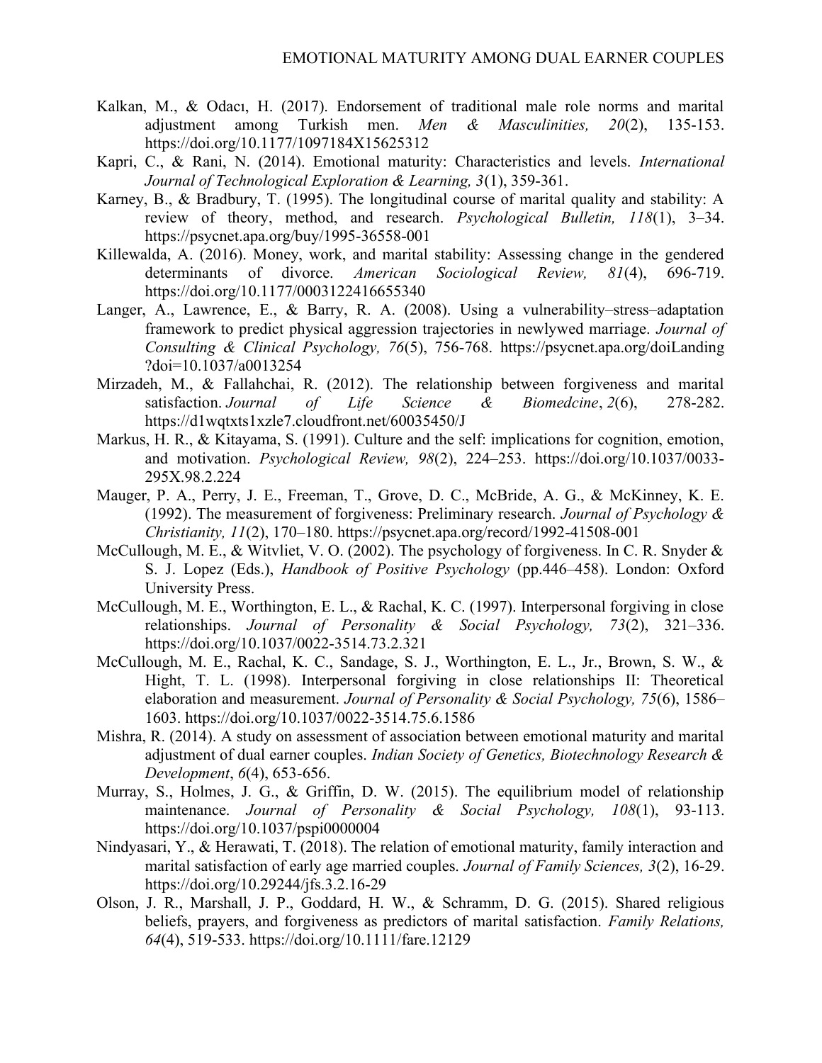Kalkan, M., & Odacı, H. (2017). Endorsement of traditional male role norms and marital adjustment among Turkish men. *Men & Masculinities, 20*(2), 135-153. https://doi.org/10.1177/1097184X15625312

Kapri, C., & Rani, N. (2014). Emotional maturity: Characteristics and levels. *International Journal of Technological Exploration & Learning, 3*(1), 359-361.

Karney, B., & Bradbury, T. (1995). The longitudinal course of marital quality and stability: A review of theory, method, and research. *Psychological Bulletin, 118*(1), 3–34. https://psycnet.apa.org/buy/1995-36558-001

Killewalda, A. (2016). Money, work, and marital stability: Assessing change in the gendered determinants of divorce. *American Sociological Review, 81*(4), 696-719. https://doi.org/10.1177/0003122416655340

Langer, A., Lawrence, E., & Barry, R. A. (2008). Using a vulnerability–stress–adaptation framework to predict physical aggression trajectories in newlywed marriage. *Journal of Consulting & Clinical Psychology, 76*(5), 756-768. https://psycnet.apa.org/doiLanding?doi=10.1037/a0013254

Mirzadeh, M., & Fallahchai, R. (2012). The relationship between forgiveness and marital satisfaction. *Journal of Life Science & Biomedcine*, *2*(6), 278-282. https://d1wqtxts1xzle7.cloudfront.net/60035450/J

Markus, H. R., & Kitayama, S. (1991). Culture and the self: implications for cognition, emotion, and motivation. *Psychological Review, 98*(2), 224–253. https://doi.org/10.1037/0033-295X.98.2.224

Mauger, P. A., Perry, J. E., Freeman, T., Grove, D. C., McBride, A. G., & McKinney, K. E. (1992). The measurement of forgiveness: Preliminary research. *Journal of Psychology & Christianity, 11*(2), 170–180. https://psycnet.apa.org/record/1992-41508-001

McCullough, M. E., & Witvliet, V. O. (2002). The psychology of forgiveness. In C. R. Snyder & S. J. Lopez (Eds.), *Handbook of Positive Psychology* (pp.446–458). London: Oxford University Press.

McCullough, M. E., Worthington, E. L., & Rachal, K. C. (1997). Interpersonal forgiving in close relationships. *Journal of Personality & Social Psychology, 73*(2), 321–336. https://doi.org/10.1037/0022-3514.73.2.321

McCullough, M. E., Rachal, K. C., Sandage, S. J., Worthington, E. L., Jr., Brown, S. W., & Hight, T. L. (1998). Interpersonal forgiving in close relationships II: Theoretical elaboration and measurement. *Journal of Personality & Social Psychology, 75*(6), 1586–1603. https://doi.org/10.1037/0022-3514.75.6.1586

Mishra, R. (2014). A study on assessment of association between emotional maturity and marital adjustment of dual earner couples. *Indian Society of Genetics, Biotechnology Research & Development*, *6*(4), 653-656.

Murray, S., Holmes, J. G., & Griffin, D. W. (2015). The equilibrium model of relationship maintenance. *Journal of Personality & Social Psychology, 108*(1), 93-113. https://doi.org/10.1037/pspi0000004

Nindyasari, Y., & Herawati, T. (2018). The relation of emotional maturity, family interaction and marital satisfaction of early age married couples. *Journal of Family Sciences, 3*(2), 16-29. https://doi.org/10.29244/jfs.3.2.16-29

Olson, J. R., Marshall, J. P., Goddard, H. W., & Schramm, D. G. (2015). Shared religious beliefs, prayers, and forgiveness as predictors of marital satisfaction. *Family Relations, 64*(4), 519-533. https://doi.org/10.1111/fare.12129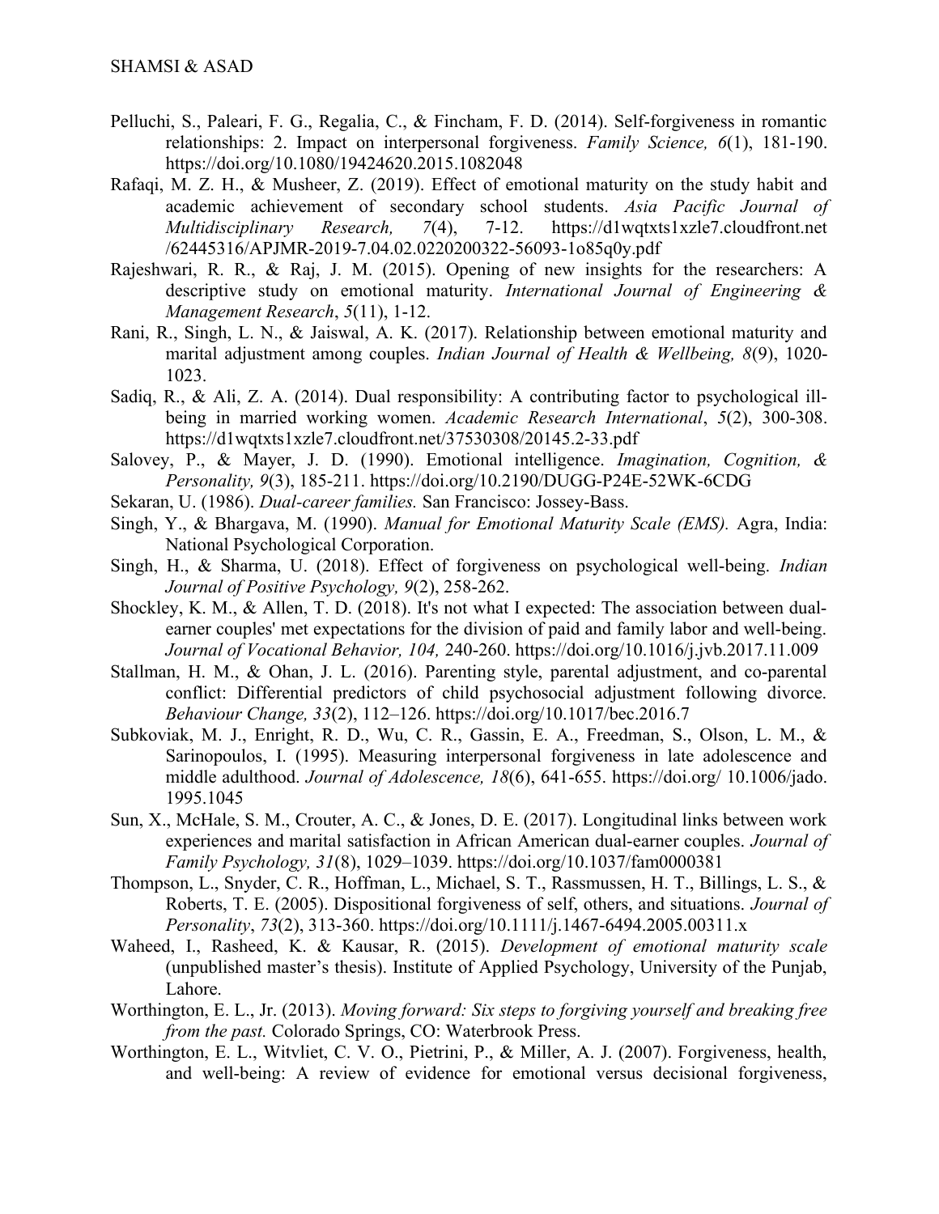Pelluchi, S., Paleari, F. G., Regalia, C., & Fincham, F. D. (2014). Self-forgiveness in romantic relationships: 2. Impact on interpersonal forgiveness. *Family Science, 6*(1), 181-190. https://doi.org/10.1080/19424620.2015.1082048

Rafaqi, M. Z. H., & Musheer, Z. (2019). Effect of emotional maturity on the study habit and academic achievement of secondary school students. *Asia Pacific Journal of Multidisciplinary Research, 7*(4), 7-12. https://d1wqtxts1xzle7.cloudfront.net/62445316/APJMR-2019-7.04.02.0220200322-56093-1o85q0y.pdf

Rajeshwari, R. R., & Raj, J. M. (2015). Opening of new insights for the researchers: A descriptive study on emotional maturity. *International Journal of Engineering & Management Research*, *5*(11), 1-12.

Rani, R., Singh, L. N., & Jaiswal, A. K. (2017). Relationship between emotional maturity and marital adjustment among couples. *Indian Journal of Health & Wellbeing, 8*(9), 1020-1023.

Sadiq, R., & Ali, Z. A. (2014). Dual responsibility: A contributing factor to psychological ill-being in married working women. *Academic Research International*, *5*(2), 300-308. https://d1wqtxts1xzle7.cloudfront.net/37530308/20145.2-33.pdf

Salovey, P., & Mayer, J. D. (1990). Emotional intelligence. *Imagination, Cognition, & Personality, 9*(3), 185-211. https://doi.org/10.2190/DUGG-P24E-52WK-6CDG

Sekaran, U. (1986). *Dual-career families.* San Francisco: Jossey-Bass.

Singh, Y., & Bhargava, M. (1990). *Manual for Emotional Maturity Scale (EMS).* Agra, India: National Psychological Corporation.

Singh, H., & Sharma, U. (2018). Effect of forgiveness on psychological well-being. *Indian Journal of Positive Psychology, 9*(2), 258-262.

Shockley, K. M., & Allen, T. D. (2018). It's not what I expected: The association between dual-earner couples' met expectations for the division of paid and family labor and well-being. *Journal of Vocational Behavior, 104,* 240-260. https://doi.org/10.1016/j.jvb.2017.11.009

Stallman, H. M., & Ohan, J. L. (2016). Parenting style, parental adjustment, and co-parental conflict: Differential predictors of child psychosocial adjustment following divorce. *Behaviour Change, 33*(2), 112–126. https://doi.org/10.1017/bec.2016.7

Subkoviak, M. J., Enright, R. D., Wu, C. R., Gassin, E. A., Freedman, S., Olson, L. M., & Sarinopoulos, I. (1995). Measuring interpersonal forgiveness in late adolescence and middle adulthood. *Journal of Adolescence, 18*(6), 641-655. https://doi.org/ 10.1006/jado.1995.1045

Sun, X., McHale, S. M., Crouter, A. C., & Jones, D. E. (2017). Longitudinal links between work experiences and marital satisfaction in African American dual-earner couples. *Journal of Family Psychology, 31*(8), 1029–1039. https://doi.org/10.1037/fam0000381

Thompson, L., Snyder, C. R., Hoffman, L., Michael, S. T., Rassmussen, H. T., Billings, L. S., & Roberts, T. E. (2005). Dispositional forgiveness of self, others, and situations. *Journal of Personality*, *73*(2), 313-360. https://doi.org/10.1111/j.1467-6494.2005.00311.x

Waheed, I., Rasheed, K. & Kausar, R. (2015). *Development of emotional maturity scale* (unpublished master's thesis). Institute of Applied Psychology, University of the Punjab, Lahore.

Worthington, E. L., Jr. (2013). *Moving forward: Six steps to forgiving yourself and breaking free from the past.* Colorado Springs, CO: Waterbrook Press.

Worthington, E. L., Witvliet, C. V. O., Pietrini, P., & Miller, A. J. (2007). Forgiveness, health, and well-being: A review of evidence for emotional versus decisional forgiveness,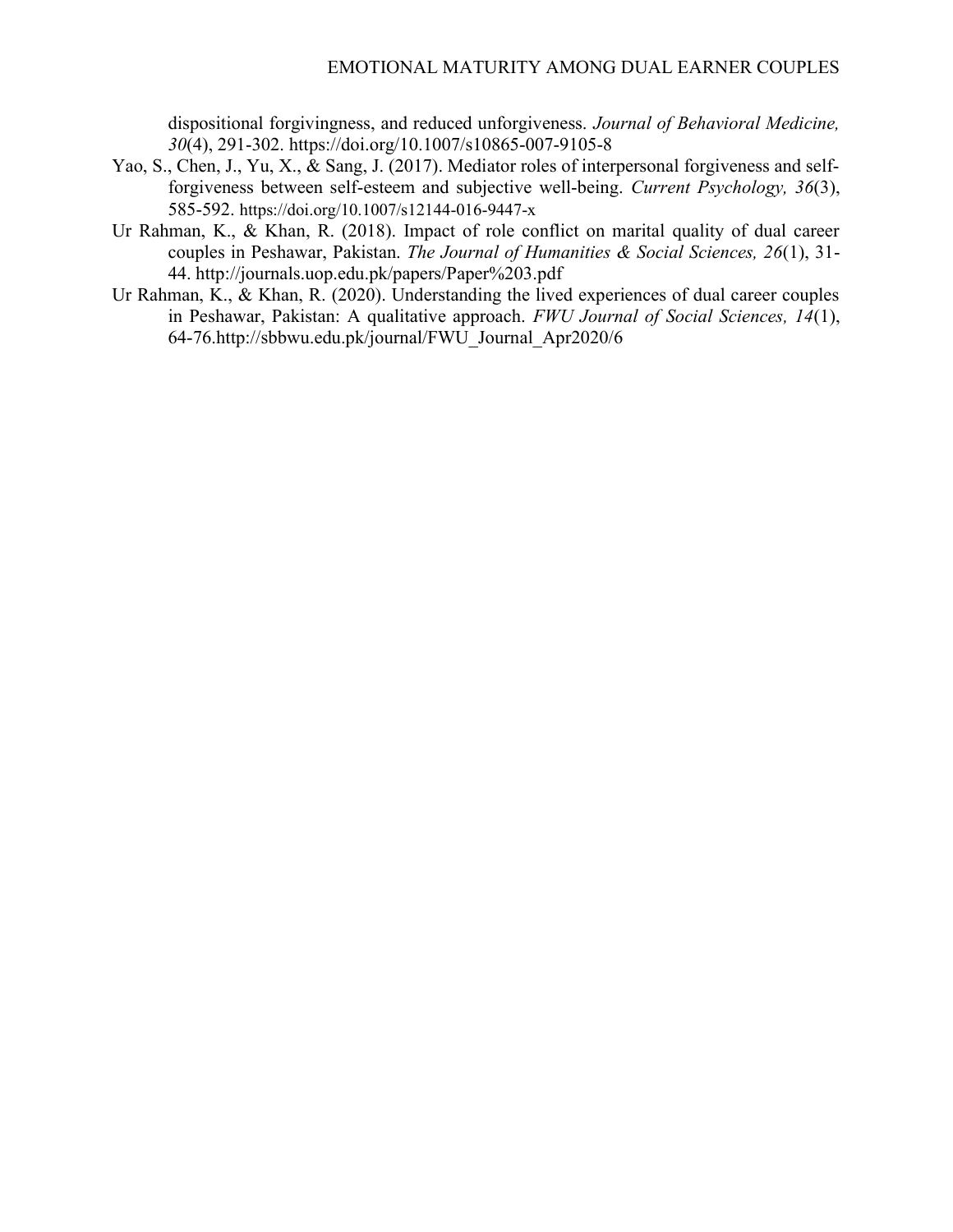dispositional forgivingness, and reduced unforgiveness. *Journal of Behavioral Medicine, 30*(4), 291-302. https://doi.org/10.1007/s10865-007-9105-8

Yao, S., Chen, J., Yu, X., & Sang, J. (2017). Mediator roles of interpersonal forgiveness and self-forgiveness between self-esteem and subjective well-being. *Current Psychology, 36*(3), 585-592. https://doi.org/10.1007/s12144-016-9447-x

Ur Rahman, K., & Khan, R. (2018). Impact of role conflict on marital quality of dual career couples in Peshawar, Pakistan. *The Journal of Humanities & Social Sciences, 26*(1), 31-44. http://journals.uop.edu.pk/papers/Paper%203.pdf

Ur Rahman, K., & Khan, R. (2020). Understanding the lived experiences of dual career couples in Peshawar, Pakistan: A qualitative approach. *FWU Journal of Social Sciences, 14*(1), 64-76.http://sbbwu.edu.pk/journal/FWU_Journal_Apr2020/6